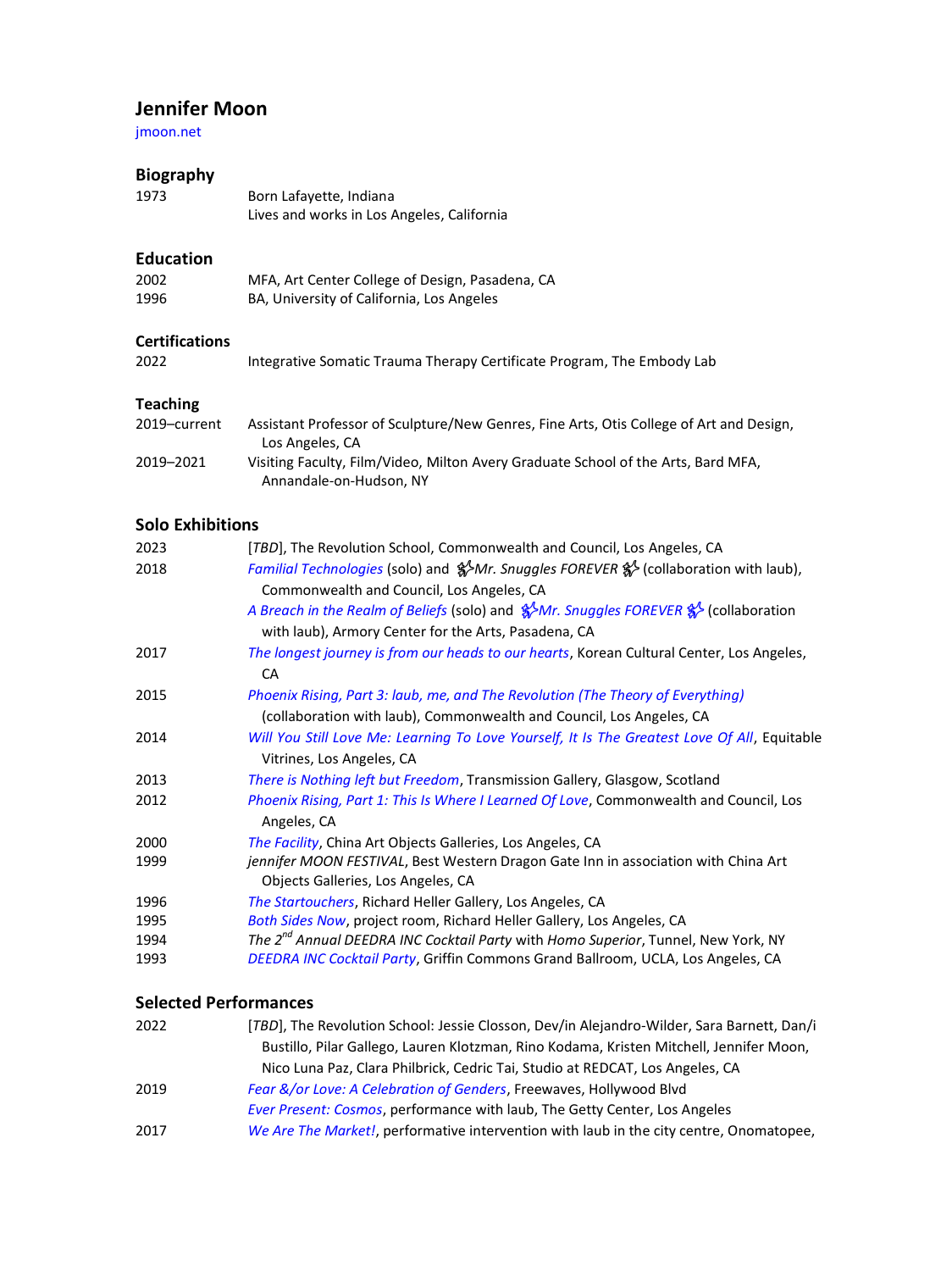# Jennifer Moon

jmoon.net

## Biography

1973 Born Lafayette, Indiana
Lives and works in Los Angeles, California

## Education

2002 MFA, Art Center College of Design, Pasadena, CA
1996 BA, University of California, Los Angeles

## Certifications

2022 Integrative Somatic Trauma Therapy Certificate Program, The Embody Lab

## Teaching

2019–current Assistant Professor of Sculpture/New Genres, Fine Arts, Otis College of Art and Design, Los Angeles, CA
2019–2021 Visiting Faculty, Film/Video, Milton Avery Graduate School of the Arts, Bard MFA, Annandale-on-Hudson, NY

## Solo Exhibitions

2023 [*TBD*], The Revolution School, Commonwealth and Council, Los Angeles, CA

2018 *Familial Technologies* (solo) and ✨*Mr. Snuggles FOREVER*✨ (collaboration with laub), Commonwealth and Council, Los Angeles, CA
*A Breach in the Realm of Beliefs* (solo) and ✨*Mr. Snuggles FOREVER*✨ (collaboration with laub), Armory Center for the Arts, Pasadena, CA

2017 *The longest journey is from our heads to our hearts*, Korean Cultural Center, Los Angeles, CA

2015 *Phoenix Rising, Part 3: laub, me, and The Revolution (The Theory of Everything)* (collaboration with laub), Commonwealth and Council, Los Angeles, CA

2014 *Will You Still Love Me: Learning To Love Yourself, It Is The Greatest Love Of All*, Equitable Vitrines, Los Angeles, CA

2013 *There is Nothing left but Freedom*, Transmission Gallery, Glasgow, Scotland

2012 *Phoenix Rising, Part 1: This Is Where I Learned Of Love*, Commonwealth and Council, Los Angeles, CA

2000 *The Facility*, China Art Objects Galleries, Los Angeles, CA

1999 *jennifer MOON FESTIVAL*, Best Western Dragon Gate Inn in association with China Art Objects Galleries, Los Angeles, CA

1996 *The Startouchers*, Richard Heller Gallery, Los Angeles, CA

1995 *Both Sides Now*, project room, Richard Heller Gallery, Los Angeles, CA

1994 *The 2nd Annual DEEDRA INC Cocktail Party* with *Homo Superior*, Tunnel, New York, NY

1993 *DEEDRA INC Cocktail Party*, Griffin Commons Grand Ballroom, UCLA, Los Angeles, CA

## Selected Performances

2022 [*TBD*], The Revolution School: Jessie Closson, Dev/in Alejandro-Wilder, Sara Barnett, Dan/i Bustillo, Pilar Gallego, Lauren Klotzman, Rino Kodama, Kristen Mitchell, Jennifer Moon, Nico Luna Paz, Clara Philbrick, Cedric Tai, Studio at REDCAT, Los Angeles, CA

2019 *Fear &/or Love: A Celebration of Genders*, Freewaves, Hollywood Blvd
*Ever Present: Cosmos*, performance with laub, The Getty Center, Los Angeles

2017 *We Are The Market!*, performative intervention with laub in the city centre, Onomatopee,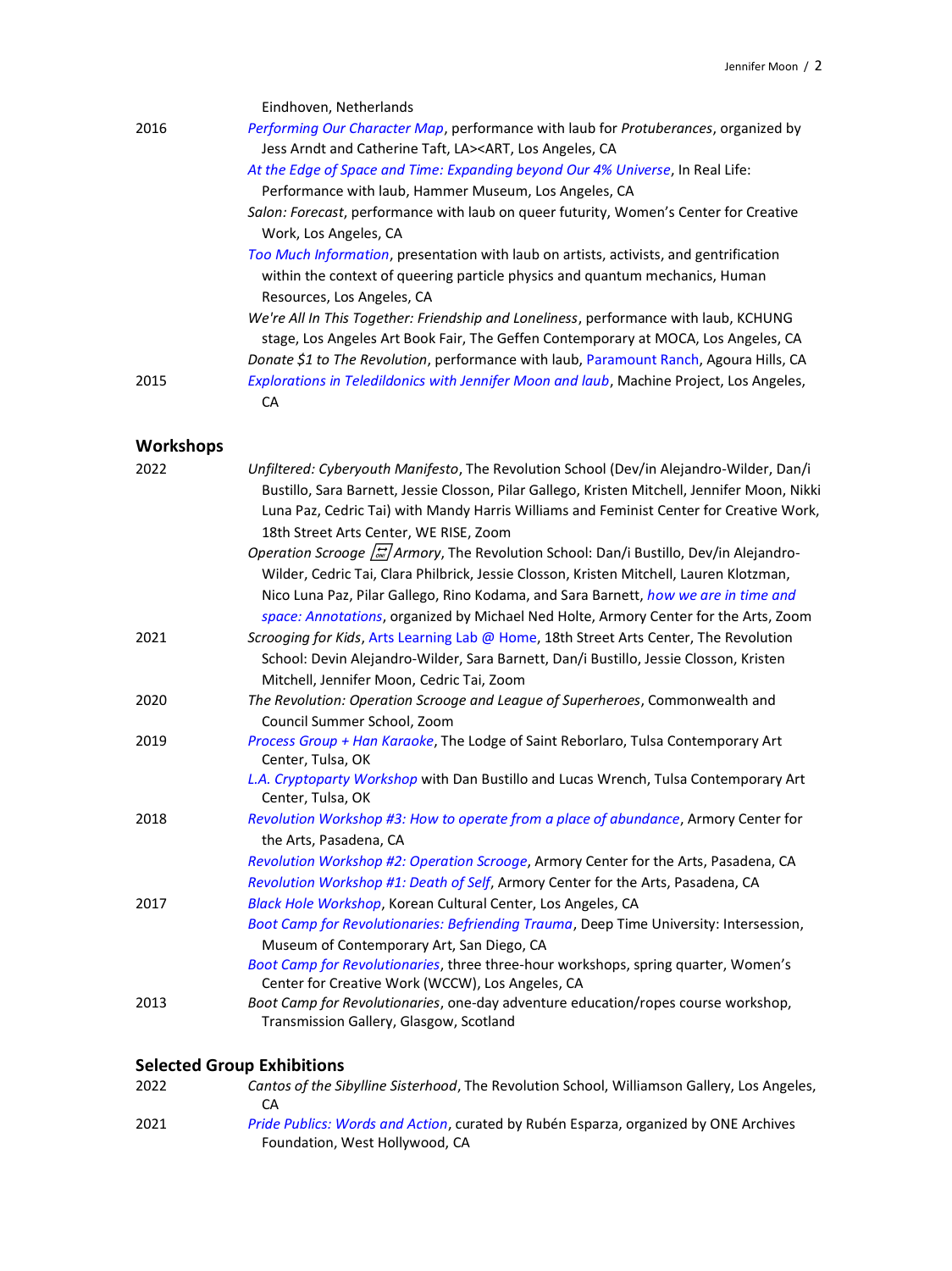Eindhoven, Netherlands

2016 *Performing Our Character Map*, performance with laub for *Protuberances*, organized by Jess Arndt and Catherine Taft, LA><ART, Los Angeles, CA

*At the Edge of Space and Time: Expanding beyond Our 4% Universe*, In Real Life: Performance with laub, Hammer Museum, Los Angeles, CA

*Salon: Forecast*, performance with laub on queer futurity, Women's Center for Creative Work, Los Angeles, CA

*Too Much Information*, presentation with laub on artists, activists, and gentrification within the context of queering particle physics and quantum mechanics, Human Resources, Los Angeles, CA

*We're All In This Together: Friendship and Loneliness*, performance with laub, KCHUNG stage, Los Angeles Art Book Fair, The Geffen Contemporary at MOCA, Los Angeles, CA

*Donate $1 to The Revolution*, performance with laub, Paramount Ranch, Agoura Hills, CA

2015 *Explorations in Teledildonics with Jennifer Moon and laub*, Machine Project, Los Angeles, CA

## Workshops

2022 *Unfiltered: Cyberyouth Manifesto*, The Revolution School (Dev/in Alejandro-Wilder, Dan/i Bustillo, Sara Barnett, Jessie Closson, Pilar Gallego, Kristen Mitchell, Jennifer Moon, Nikki Luna Paz, Cedric Tai) with Mandy Harris Williams and Feminist Center for Creative Work, 18th Street Arts Center, WE RISE, Zoom

*Operation Scrooge ⇄ Armory*, The Revolution School: Dan/i Bustillo, Dev/in Alejandro-Wilder, Cedric Tai, Clara Philbrick, Jessie Closson, Kristen Mitchell, Lauren Klotzman, Nico Luna Paz, Pilar Gallego, Rino Kodama, and Sara Barnett, *how we are in time and space: Annotations*, organized by Michael Ned Holte, Armory Center for the Arts, Zoom

2021 *Scrooging for Kids*, Arts Learning Lab @ Home, 18th Street Arts Center, The Revolution School: Devin Alejandro-Wilder, Sara Barnett, Dan/i Bustillo, Jessie Closson, Kristen Mitchell, Jennifer Moon, Cedric Tai, Zoom

2020 *The Revolution: Operation Scrooge and League of Superheroes*, Commonwealth and Council Summer School, Zoom

2019 *Process Group + Han Karaoke*, The Lodge of Saint Reborlaro, Tulsa Contemporary Art Center, Tulsa, OK

*L.A. Cryptoparty Workshop* with Dan Bustillo and Lucas Wrench, Tulsa Contemporary Art Center, Tulsa, OK

2018 *Revolution Workshop #3: How to operate from a place of abundance*, Armory Center for the Arts, Pasadena, CA

*Revolution Workshop #2: Operation Scrooge*, Armory Center for the Arts, Pasadena, CA

*Revolution Workshop #1: Death of Self*, Armory Center for the Arts, Pasadena, CA

2017 *Black Hole Workshop*, Korean Cultural Center, Los Angeles, CA

*Boot Camp for Revolutionaries: Befriending Trauma*, Deep Time University: Intersession, Museum of Contemporary Art, San Diego, CA

*Boot Camp for Revolutionaries*, three three-hour workshops, spring quarter, Women's Center for Creative Work (WCCW), Los Angeles, CA

2013 *Boot Camp for Revolutionaries*, one-day adventure education/ropes course workshop, Transmission Gallery, Glasgow, Scotland

## Selected Group Exhibitions

2022 *Cantos of the Sibylline Sisterhood*, The Revolution School, Williamson Gallery, Los Angeles, CA

2021 *Pride Publics: Words and Action*, curated by Rubén Esparza, organized by ONE Archives Foundation, West Hollywood, CA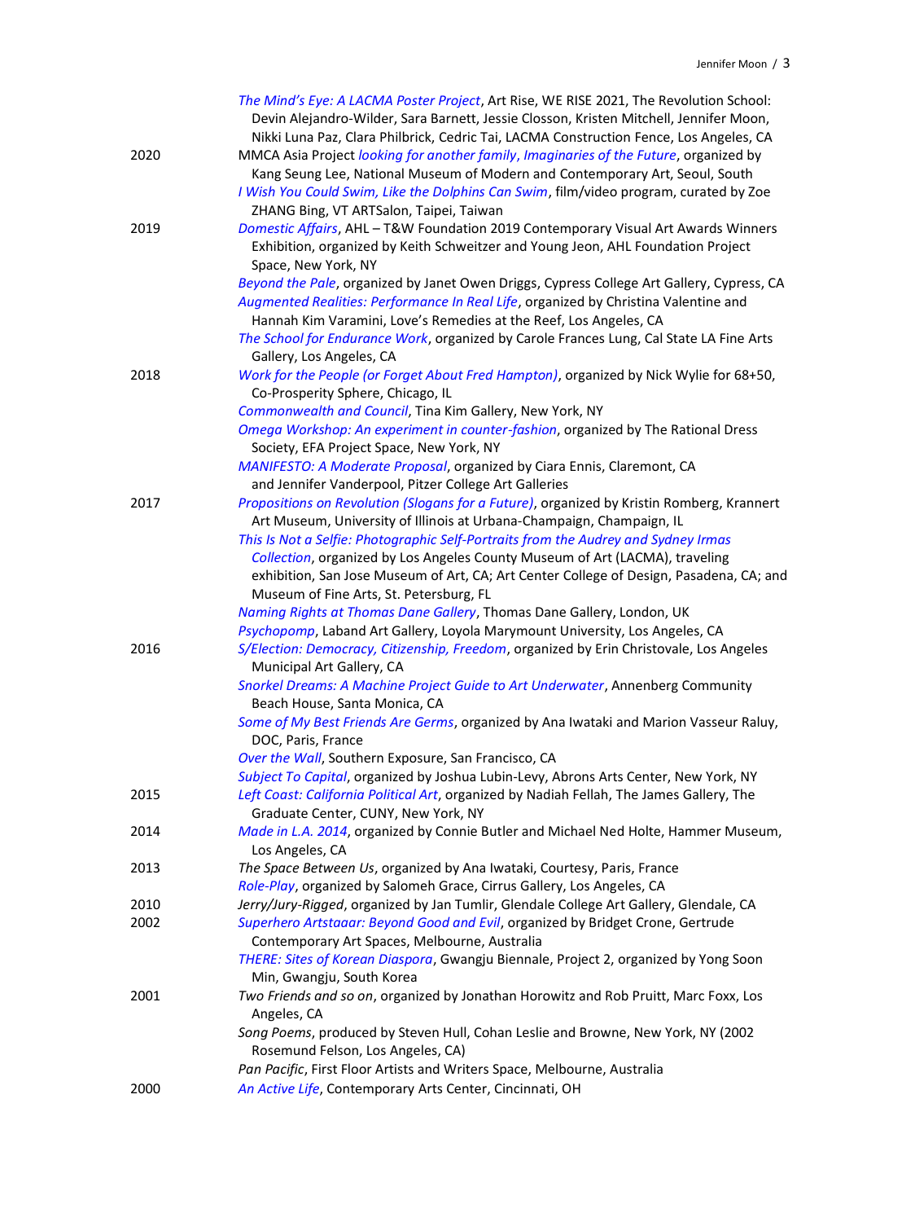*The Mind's Eye: A LACMA Poster Project*, Art Rise, WE RISE 2021, The Revolution School: Devin Alejandro-Wilder, Sara Barnett, Jessie Closson, Kristen Mitchell, Jennifer Moon, Nikki Luna Paz, Clara Philbrick, Cedric Tai, LACMA Construction Fence, Los Angeles, CA

2020 MMCA Asia Project *looking for another family, Imaginaries of the Future*, organized by Kang Seung Lee, National Museum of Modern and Contemporary Art, Seoul, South

*I Wish You Could Swim, Like the Dolphins Can Swim*, film/video program, curated by Zoe ZHANG Bing, VT ARTSalon, Taipei, Taiwan

2019 *Domestic Affairs*, AHL – T&W Foundation 2019 Contemporary Visual Art Awards Winners Exhibition, organized by Keith Schweitzer and Young Jeon, AHL Foundation Project Space, New York, NY

*Beyond the Pale*, organized by Janet Owen Driggs, Cypress College Art Gallery, Cypress, CA

*Augmented Realities: Performance In Real Life*, organized by Christina Valentine and Hannah Kim Varamini, Love's Remedies at the Reef, Los Angeles, CA

*The School for Endurance Work*, organized by Carole Frances Lung, Cal State LA Fine Arts Gallery, Los Angeles, CA

2018 *Work for the People (or Forget About Fred Hampton)*, organized by Nick Wylie for 68+50, Co-Prosperity Sphere, Chicago, IL

*Commonwealth and Council*, Tina Kim Gallery, New York, NY

*Omega Workshop: An experiment in counter-fashion*, organized by The Rational Dress Society, EFA Project Space, New York, NY

*MANIFESTO: A Moderate Proposal*, organized by Ciara Ennis, Claremont, CA and Jennifer Vanderpool, Pitzer College Art Galleries

2017 *Propositions on Revolution (Slogans for a Future)*, organized by Kristin Romberg, Krannert Art Museum, University of Illinois at Urbana-Champaign, Champaign, IL

*This Is Not a Selfie: Photographic Self-Portraits from the Audrey and Sydney Irmas Collection*, organized by Los Angeles County Museum of Art (LACMA), traveling exhibition, San Jose Museum of Art, CA; Art Center College of Design, Pasadena, CA; and Museum of Fine Arts, St. Petersburg, FL

*Naming Rights at Thomas Dane Gallery*, Thomas Dane Gallery, London, UK

*Psychopomp*, Laband Art Gallery, Loyola Marymount University, Los Angeles, CA

2016 *S/Election: Democracy, Citizenship, Freedom*, organized by Erin Christovale, Los Angeles Municipal Art Gallery, CA

*Snorkel Dreams: A Machine Project Guide to Art Underwater*, Annenberg Community Beach House, Santa Monica, CA

*Some of My Best Friends Are Germs*, organized by Ana Iwataki and Marion Vasseur Raluy, DOC, Paris, France

*Over the Wall*, Southern Exposure, San Francisco, CA

*Subject To Capital*, organized by Joshua Lubin-Levy, Abrons Arts Center, New York, NY

2015 *Left Coast: California Political Art*, organized by Nadiah Fellah, The James Gallery, The Graduate Center, CUNY, New York, NY

2014 *Made in L.A. 2014*, organized by Connie Butler and Michael Ned Holte, Hammer Museum, Los Angeles, CA

2013 *The Space Between Us*, organized by Ana Iwataki, Courtesy, Paris, France

*Role-Play*, organized by Salomeh Grace, Cirrus Gallery, Los Angeles, CA

2010 *Jerry/Jury-Rigged*, organized by Jan Tumlir, Glendale College Art Gallery, Glendale, CA

2002 *Superhero Artstaaar: Beyond Good and Evil*, organized by Bridget Crone, Gertrude Contemporary Art Spaces, Melbourne, Australia

*THERE: Sites of Korean Diaspora*, Gwangju Biennale, Project 2, organized by Yong Soon Min, Gwangju, South Korea

2001 *Two Friends and so on*, organized by Jonathan Horowitz and Rob Pruitt, Marc Foxx, Los Angeles, CA

*Song Poems*, produced by Steven Hull, Cohan Leslie and Browne, New York, NY (2002 Rosemund Felson, Los Angeles, CA)

*Pan Pacific*, First Floor Artists and Writers Space, Melbourne, Australia

2000 *An Active Life*, Contemporary Arts Center, Cincinnati, OH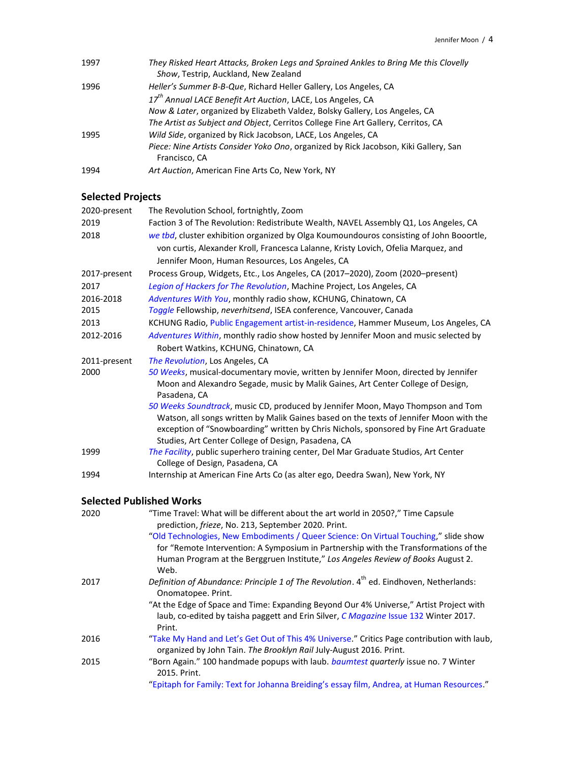| | |
|---|---|
| 1997 | *They Risked Heart Attacks, Broken Legs and Sprained Ankles to Bring Me this Clovelly Show*, Testrip, Auckland, New Zealand |
| 1996 | *Heller's Summer B-B-Que*, Richard Heller Gallery, Los Angeles, CA |
| | *17th Annual LACE Benefit Art Auction*, LACE, Los Angeles, CA |
| | *Now & Later*, organized by Elizabeth Valdez, Bolsky Gallery, Los Angeles, CA |
| | *The Artist as Subject and Object*, Cerritos College Fine Art Gallery, Cerritos, CA |
| 1995 | *Wild Side*, organized by Rick Jacobson, LACE, Los Angeles, CA |
| | *Piece: Nine Artists Consider Yoko Ono*, organized by Rick Jacobson, Kiki Gallery, San Francisco, CA |
| 1994 | *Art Auction*, American Fine Arts Co, New York, NY |

## Selected Projects

| | |
|---|---|
| 2020-present | The Revolution School, fortnightly, Zoom |
| 2019 | Faction 3 of The Revolution: Redistribute Wealth, NAVEL Assembly Q1, Los Angeles, CA |
| 2018 | *we tbd*, cluster exhibition organized by Olga Koumoundouros consisting of John Booortle, von curtis, Alexander Kroll, Francesca Lalanne, Kristy Lovich, Ofelia Marquez, and Jennifer Moon, Human Resources, Los Angeles, CA |
| 2017-present | Process Group, Widgets, Etc., Los Angeles, CA (2017–2020), Zoom (2020–present) |
| 2017 | *Legion of Hackers for The Revolution*, Machine Project, Los Angeles, CA |
| 2016-2018 | *Adventures With You*, monthly radio show, KCHUNG, Chinatown, CA |
| 2015 | *Toggle* Fellowship, *neverhitsend*, ISEA conference, Vancouver, Canada |
| 2013 | KCHUNG Radio, Public Engagement artist-in-residence, Hammer Museum, Los Angeles, CA |
| 2012-2016 | *Adventures Within*, monthly radio show hosted by Jennifer Moon and music selected by Robert Watkins, KCHUNG, Chinatown, CA |
| 2011-present | *The Revolution*, Los Angeles, CA |
| 2000 | *50 Weeks*, musical-documentary movie, written by Jennifer Moon, directed by Jennifer Moon and Alexandro Segade, music by Malik Gaines, Art Center College of Design, Pasadena, CA |
| | *50 Weeks Soundtrack*, music CD, produced by Jennifer Moon, Mayo Thompson and Tom Watson, all songs written by Malik Gaines based on the texts of Jennifer Moon with the exception of "Snowboarding" written by Chris Nichols, sponsored by Fine Art Graduate Studies, Art Center College of Design, Pasadena, CA |
| 1999 | *The Facility*, public superhero training center, Del Mar Graduate Studios, Art Center College of Design, Pasadena, CA |
| 1994 | Internship at American Fine Arts Co (as alter ego, Deedra Swan), New York, NY |

## Selected Published Works

| | |
|---|---|
| 2020 | "Time Travel: What will be different about the art world in 2050?," Time Capsule prediction, *frieze*, No. 213, September 2020. Print. |
| | "Old Technologies, New Embodiments / Queer Science: On Virtual Touching," slide show for "Remote Intervention: A Symposium in Partnership with the Transformations of the Human Program at the Berggruen Institute," *Los Angeles Review of Books* August 2. Web. |
| 2017 | *Definition of Abundance: Principle 1 of The Revolution*. 4th ed. Eindhoven, Netherlands: Onomatopee. Print. |
| | "At the Edge of Space and Time: Expanding Beyond Our 4% Universe," Artist Project with laub, co-edited by taisha paggett and Erin Silver, *C Magazine* Issue 132 Winter 2017. Print. |
| 2016 | "Take My Hand and Let's Get Out of This 4% Universe." Critics Page contribution with laub, organized by John Tain. *The Brooklyn Rail* July-August 2016. Print. |
| 2015 | "Born Again." 100 handmade popups with laub. *baumtest quarterly* issue no. 7 Winter 2015. Print. |
| | "Epitaph for Family: Text for Johanna Breiding's essay film, Andrea, at Human Resources." |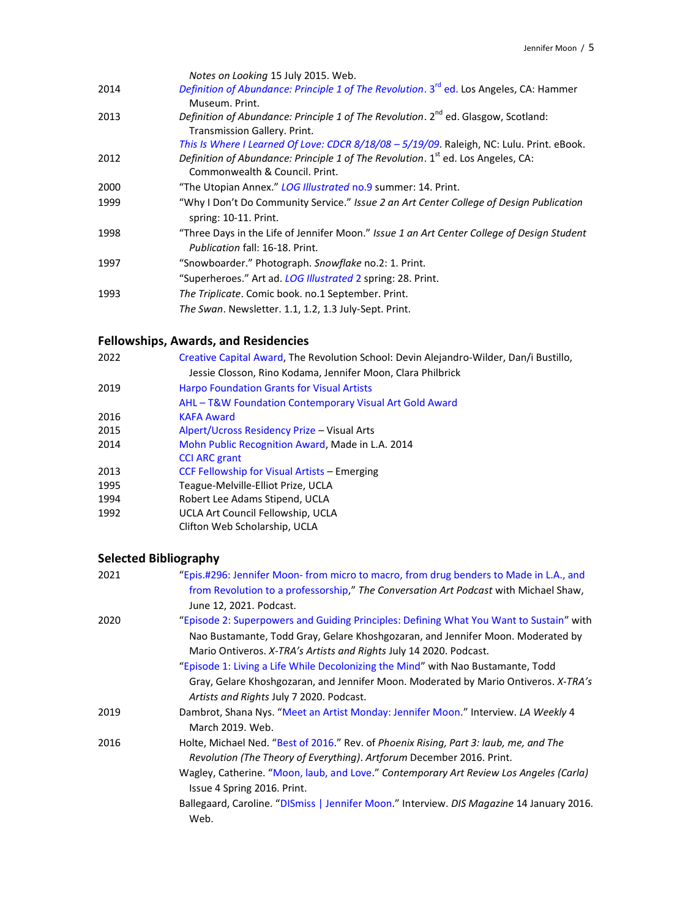| | |
|---|---|
| | *Notes on Looking* 15 July 2015. Web. |
| 2014 | *Definition of Abundance: Principle 1 of The Revolution*. 3rd ed. Los Angeles, CA: Hammer Museum. Print. |
| 2013 | *Definition of Abundance: Principle 1 of The Revolution*. 2nd ed. Glasgow, Scotland: Transmission Gallery. Print. |
| | *This Is Where I Learned Of Love: CDCR 8/18/08 – 5/19/09*. Raleigh, NC: Lulu. Print. eBook. |
| 2012 | *Definition of Abundance: Principle 1 of The Revolution*. 1st ed. Los Angeles, CA: Commonwealth & Council. Print. |
| 2000 | "The Utopian Annex." *LOG Illustrated* no.9 summer: 14. Print. |
| 1999 | "Why I Don't Do Community Service." *Issue 2 an Art Center College of Design Publication* spring: 10-11. Print. |
| 1998 | "Three Days in the Life of Jennifer Moon." *Issue 1 an Art Center College of Design Student Publication* fall: 16-18. Print. |
| 1997 | "Snowboarder." Photograph. *Snowflake* no.2: 1. Print. |
| | "Superheroes." Art ad. *LOG Illustrated* 2 spring: 28. Print. |
| 1993 | *The Triplicate*. Comic book. no.1 September. Print. |
| | *The Swan*. Newsletter. 1.1, 1.2, 1.3 July-Sept. Print. |

## Fellowships, Awards, and Residencies

| | |
|---|---|
| 2022 | Creative Capital Award, The Revolution School: Devin Alejandro-Wilder, Dan/i Bustillo, Jessie Closson, Rino Kodama, Jennifer Moon, Clara Philbrick |
| 2019 | Harpo Foundation Grants for Visual Artists |
| | AHL – T&W Foundation Contemporary Visual Art Gold Award |
| 2016 | KAFA Award |
| 2015 | Alpert/Ucross Residency Prize – Visual Arts |
| 2014 | Mohn Public Recognition Award, Made in L.A. 2014 |
| | CCI ARC grant |
| 2013 | CCF Fellowship for Visual Artists – Emerging |
| 1995 | Teague-Melville-Elliot Prize, UCLA |
| 1994 | Robert Lee Adams Stipend, UCLA |
| 1992 | UCLA Art Council Fellowship, UCLA |
| | Clifton Web Scholarship, UCLA |

## Selected Bibliography

| | |
|---|---|
| 2021 | "Epis.#296: Jennifer Moon- from micro to macro, from drug benders to Made in L.A., and from Revolution to a professorship," *The Conversation Art Podcast* with Michael Shaw, June 12, 2021. Podcast. |
| 2020 | "Episode 2: Superpowers and Guiding Principles: Defining What You Want to Sustain" with Nao Bustamante, Todd Gray, Gelare Khoshgozaran, and Jennifer Moon. Moderated by Mario Ontiveros. *X-TRA's Artists and Rights* July 14 2020. Podcast. |
| | "Episode 1: Living a Life While Decolonizing the Mind" with Nao Bustamante, Todd Gray, Gelare Khoshgozaran, and Jennifer Moon. Moderated by Mario Ontiveros. *X-TRA's Artists and Rights* July 7 2020. Podcast. |
| 2019 | Dambrot, Shana Nys. "Meet an Artist Monday: Jennifer Moon." Interview. *LA Weekly* 4 March 2019. Web. |
| 2016 | Holte, Michael Ned. "Best of 2016." Rev. of *Phoenix Rising, Part 3: laub, me, and The Revolution (The Theory of Everything)*. *Artforum* December 2016. Print. |
| | Wagley, Catherine. "Moon, laub, and Love." *Contemporary Art Review Los Angeles (Carla)* Issue 4 Spring 2016. Print. |
| | Ballegaard, Caroline. "DISmiss \| Jennifer Moon." Interview. *DIS Magazine* 14 January 2016. Web. |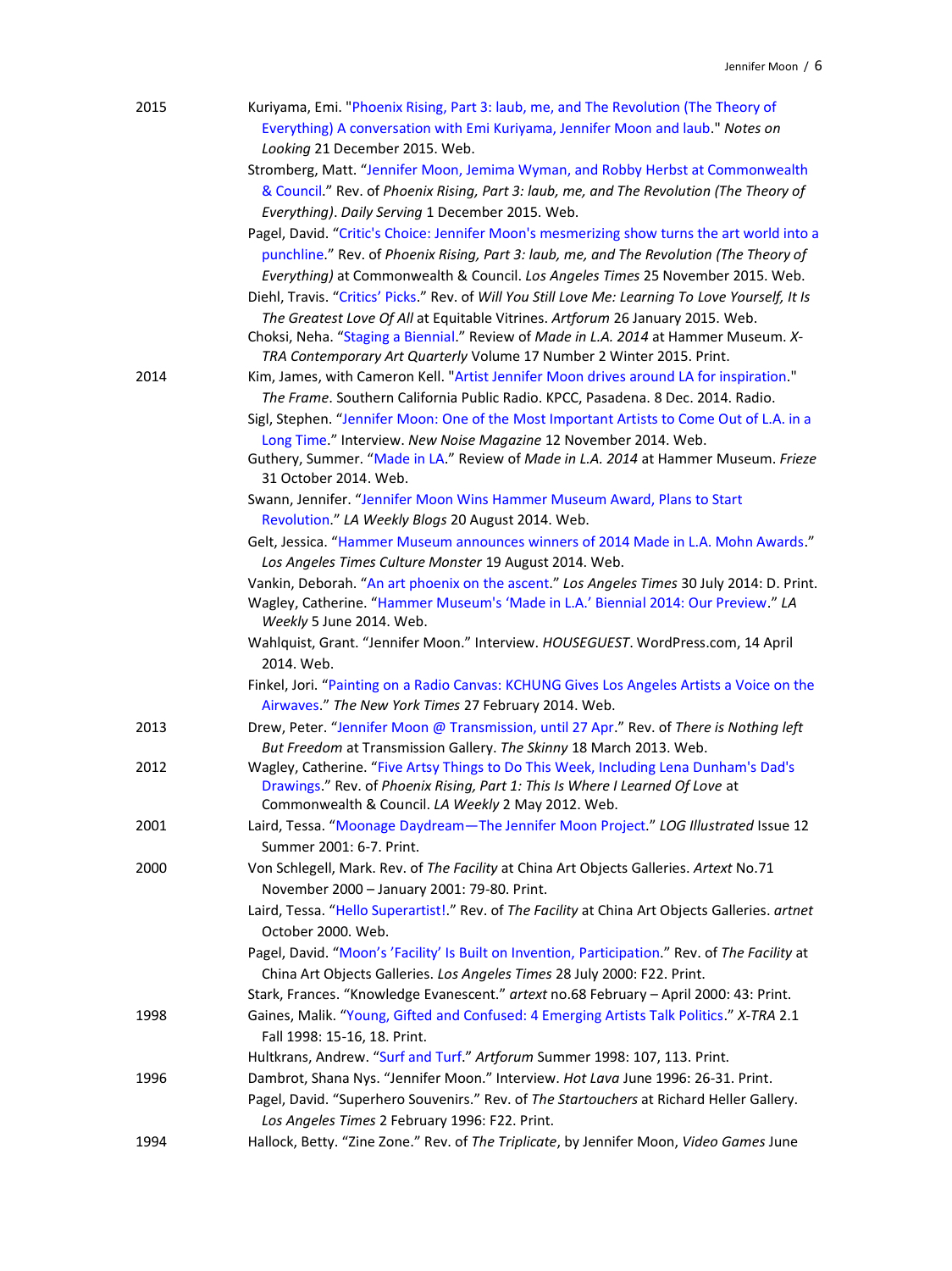2015

Kuriyama, Emi. "Phoenix Rising, Part 3: laub, me, and The Revolution (The Theory of Everything) A conversation with Emi Kuriyama, Jennifer Moon and laub." *Notes on Looking* 21 December 2015. Web.

Stromberg, Matt. "Jennifer Moon, Jemima Wyman, and Robby Herbst at Commonwealth & Council." Rev. of *Phoenix Rising, Part 3: laub, me, and The Revolution (The Theory of Everything)*. *Daily Serving* 1 December 2015. Web.

Pagel, David. "Critic's Choice: Jennifer Moon's mesmerizing show turns the art world into a punchline." Rev. of *Phoenix Rising, Part 3: laub, me, and The Revolution (The Theory of Everything)* at Commonwealth & Council. *Los Angeles Times* 25 November 2015. Web.

Diehl, Travis. "Critics' Picks." Rev. of *Will You Still Love Me: Learning To Love Yourself, It Is The Greatest Love Of All* at Equitable Vitrines. *Artforum* 26 January 2015. Web.

Choksi, Neha. "Staging a Biennial." Review of *Made in L.A. 2014* at Hammer Museum. *X-TRA Contemporary Art Quarterly* Volume 17 Number 2 Winter 2015. Print.

2014

Kim, James, with Cameron Kell. "Artist Jennifer Moon drives around LA for inspiration." *The Frame*. Southern California Public Radio. KPCC, Pasadena. 8 Dec. 2014. Radio.

Sigl, Stephen. "Jennifer Moon: One of the Most Important Artists to Come Out of L.A. in a Long Time." Interview. *New Noise Magazine* 12 November 2014. Web.

Guthery, Summer. "Made in LA." Review of *Made in L.A. 2014* at Hammer Museum. *Frieze* 31 October 2014. Web.

Swann, Jennifer. "Jennifer Moon Wins Hammer Museum Award, Plans to Start Revolution." *LA Weekly Blogs* 20 August 2014. Web.

Gelt, Jessica. "Hammer Museum announces winners of 2014 Made in L.A. Mohn Awards." *Los Angeles Times Culture Monster* 19 August 2014. Web.

Vankin, Deborah. "An art phoenix on the ascent." *Los Angeles Times* 30 July 2014: D. Print.

Wagley, Catherine. "Hammer Museum's 'Made in L.A.' Biennial 2014: Our Preview." *LA Weekly* 5 June 2014. Web.

Wahlquist, Grant. "Jennifer Moon." Interview. *HOUSEGUEST*. WordPress.com, 14 April 2014. Web.

Finkel, Jori. "Painting on a Radio Canvas: KCHUNG Gives Los Angeles Artists a Voice on the Airwaves." *The New York Times* 27 February 2014. Web.

2013

Drew, Peter. "Jennifer Moon @ Transmission, until 27 Apr." Rev. of *There is Nothing left But Freedom* at Transmission Gallery. *The Skinny* 18 March 2013. Web.

2012

Wagley, Catherine. "Five Artsy Things to Do This Week, Including Lena Dunham's Dad's Drawings." Rev. of *Phoenix Rising, Part 1: This Is Where I Learned Of Love* at Commonwealth & Council. *LA Weekly* 2 May 2012. Web.

2001

Laird, Tessa. "Moonage Daydream—The Jennifer Moon Project." *LOG Illustrated* Issue 12 Summer 2001: 6-7. Print.

2000

Von Schlegell, Mark. Rev. of *The Facility* at China Art Objects Galleries. *Artext* No.71 November 2000 – January 2001: 79-80. Print.

Laird, Tessa. "Hello Superartist!." Rev. of *The Facility* at China Art Objects Galleries. *artnet* October 2000. Web.

Pagel, David. "Moon's 'Facility' Is Built on Invention, Participation." Rev. of *The Facility* at China Art Objects Galleries. *Los Angeles Times* 28 July 2000: F22. Print.

Stark, Frances. "Knowledge Evanescent." *artext* no.68 February – April 2000: 43: Print.

1998

Gaines, Malik. "Young, Gifted and Confused: 4 Emerging Artists Talk Politics." *X-TRA* 2.1 Fall 1998: 15-16, 18. Print.

Hultkrans, Andrew. "Surf and Turf." *Artforum* Summer 1998: 107, 113. Print.

1996

Dambrot, Shana Nys. "Jennifer Moon." Interview. *Hot Lava* June 1996: 26-31. Print.

Pagel, David. "Superhero Souvenirs." Rev. of *The Startouchers* at Richard Heller Gallery. *Los Angeles Times* 2 February 1996: F22. Print.

1994

Hallock, Betty. "Zine Zone." Rev. of *The Triplicate*, by Jennifer Moon, *Video Games* June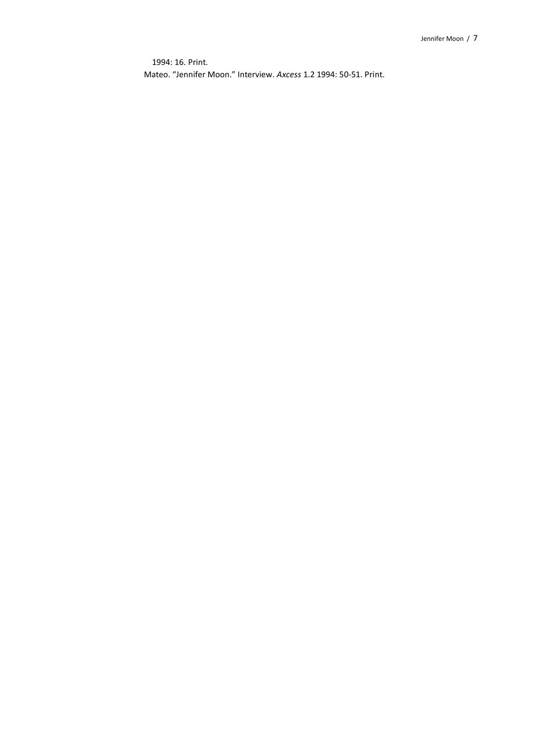1994: 16. Print.

Mateo. “Jennifer Moon.” Interview. *Axcess* 1.2 1994: 50-51. Print.